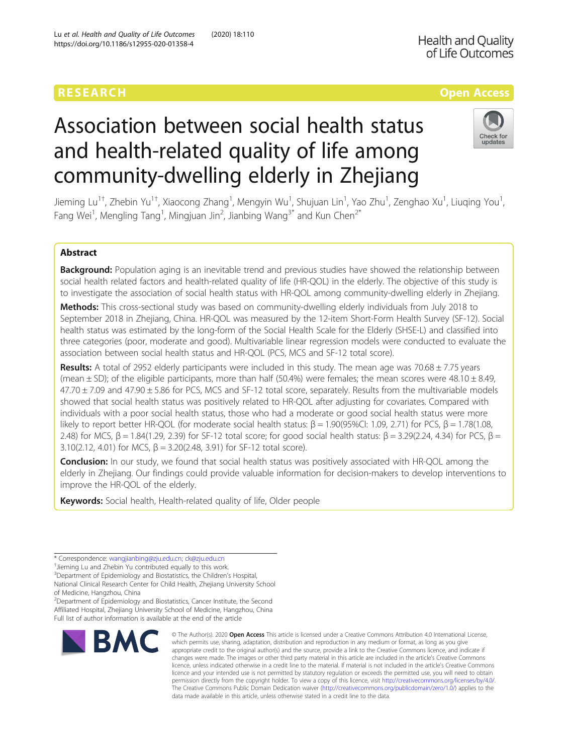RESEARCH

Open Access

# Association between social health status and health-related quality of life among community-dwelling elderly in Zhejiang

Jieming Lu[1†], Zhebin Yu[1†], Xiaocong Zhang[1], Mengyin Wu[1], Shujuan Lin[1], Yao Zhu[1], Zenghao Xu[1], Liuqing You[1], Fang Wei[1], Mengling Tang[1], Mingjuan Jin[2], Jianbing Wang[3*] and Kun Chen[2*]

## Abstract

**Background:** Population aging is an inevitable trend and previous studies have showed the relationship between social health related factors and health-related quality of life (HR-QOL) in the elderly. The objective of this study is to investigate the association of social health status with HR-QOL among community-dwelling elderly in Zhejiang.

**Methods:** This cross-sectional study was based on community-dwelling elderly individuals from July 2018 to September 2018 in Zhejiang, China. HR-QOL was measured by the 12-item Short-Form Health Survey (SF-12). Social health status was estimated by the long-form of the Social Health Scale for the Elderly (SHSE-L) and classified into three categories (poor, moderate and good). Multivariable linear regression models were conducted to evaluate the association between social health status and HR-QOL (PCS, MCS and SF-12 total score).

**Results:** A total of 2952 elderly participants were included in this study. The mean age was 70.68 ± 7.75 years (mean ± SD); of the eligible participants, more than half (50.4%) were females; the mean scores were 48.10 ± 8.49, 47.70 ± 7.09 and 47.90 ± 5.86 for PCS, MCS and SF-12 total score, separately. Results from the multivariable models showed that social health status was positively related to HR-QOL after adjusting for covariates. Compared with individuals with a poor social health status, those who had a moderate or good social health status were more likely to report better HR-QOL (for moderate social health status: β = 1.90(95%CI: 1.09, 2.71) for PCS, β = 1.78(1.08, 2.48) for MCS, β = 1.84(1.29, 2.39) for SF-12 total score; for good social health status: β = 3.29(2.24, 4.34) for PCS, β = 3.10(2.12, 4.01) for MCS, β = 3.20(2.48, 3.91) for SF-12 total score).

**Conclusion:** In our study, we found that social health status was positively associated with HR-QOL among the elderly in Zhejiang. Our findings could provide valuable information for decision-makers to develop interventions to improve the HR-QOL of the elderly.

**Keywords:** Social health, Health-related quality of life, Older people

---

* Correspondence: wangjianbing@zju.edu.cn; ck@zju.edu.cn
† Jieming Lu and Zhebin Yu contributed equally to this work.
[3] Department of Epidemiology and Biostatistics, the Children's Hospital, National Clinical Research Center for Child Health, Zhejiang University School of Medicine, Hangzhou, China
[2] Department of Epidemiology and Biostatistics, Cancer Institute, the Second Affiliated Hospital, Zhejiang University School of Medicine, Hangzhou, China
Full list of author information is available at the end of the article

© The Author(s). 2020 **Open Access** This article is licensed under a Creative Commons Attribution 4.0 International License, which permits use, sharing, adaptation, distribution and reproduction in any medium or format, as long as you give appropriate credit to the original author(s) and the source, provide a link to the Creative Commons licence, and indicate if changes were made. The images or other third party material in this article are included in the article's Creative Commons licence, unless indicated otherwise in a credit line to the material. If material is not included in the article's Creative Commons licence and your intended use is not permitted by statutory regulation or exceeds the permitted use, you will need to obtain permission directly from the copyright holder. To view a copy of this licence, visit http://creativecommons.org/licenses/by/4.0/. The Creative Commons Public Domain Dedication waiver (http://creativecommons.org/publicdomain/zero/1.0/) applies to the data made available in this article, unless otherwise stated in a credit line to the data.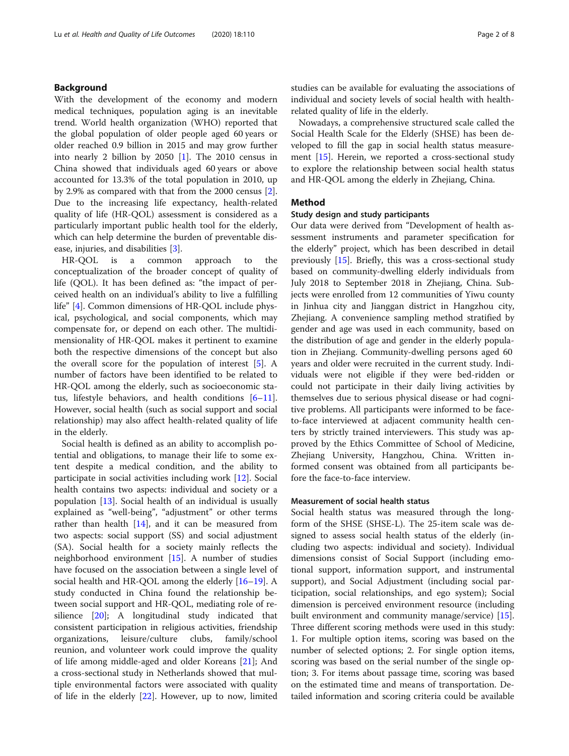## Background

With the development of the economy and modern medical techniques, population aging is an inevitable trend. World health organization (WHO) reported that the global population of older people aged 60 years or older reached 0.9 billion in 2015 and may grow further into nearly 2 billion by 2050 [1]. The 2010 census in China showed that individuals aged 60 years or above accounted for 13.3% of the total population in 2010, up by 2.9% as compared with that from the 2000 census [2]. Due to the increasing life expectancy, health-related quality of life (HR-QOL) assessment is considered as a particularly important public health tool for the elderly, which can help determine the burden of preventable disease, injuries, and disabilities [3].

HR-QOL is a common approach to the conceptualization of the broader concept of quality of life (QOL). It has been defined as: "the impact of perceived health on an individual's ability to live a fulfilling life" [4]. Common dimensions of HR-QOL include physical, psychological, and social components, which may compensate for, or depend on each other. The multidimensionality of HR-QOL makes it pertinent to examine both the respective dimensions of the concept but also the overall score for the population of interest [5]. A number of factors have been identified to be related to HR-QOL among the elderly, such as socioeconomic status, lifestyle behaviors, and health conditions [6–11]. However, social health (such as social support and social relationship) may also affect health-related quality of life in the elderly.

Social health is defined as an ability to accomplish potential and obligations, to manage their life to some extent despite a medical condition, and the ability to participate in social activities including work [12]. Social health contains two aspects: individual and society or a population [13]. Social health of an individual is usually explained as "well-being", "adjustment" or other terms rather than health [14], and it can be measured from two aspects: social support (SS) and social adjustment (SA). Social health for a society mainly reflects the neighborhood environment [15]. A number of studies have focused on the association between a single level of social health and HR-QOL among the elderly [16–19]. A study conducted in China found the relationship between social support and HR-QOL, mediating role of resilience [20]; A longitudinal study indicated that consistent participation in religious activities, friendship organizations, leisure/culture clubs, family/school reunion, and volunteer work could improve the quality of life among middle-aged and older Koreans [21]; And a cross-sectional study in Netherlands showed that multiple environmental factors were associated with quality of life in the elderly [22]. However, up to now, limited studies can be available for evaluating the associations of individual and society levels of social health with health-related quality of life in the elderly.

Nowadays, a comprehensive structured scale called the Social Health Scale for the Elderly (SHSE) has been developed to fill the gap in social health status measurement [15]. Herein, we reported a cross-sectional study to explore the relationship between social health status and HR-QOL among the elderly in Zhejiang, China.

## Method

### Study design and study participants

Our data were derived from "Development of health assessment instruments and parameter specification for the elderly" project, which has been described in detail previously [15]. Briefly, this was a cross-sectional study based on community-dwelling elderly individuals from July 2018 to September 2018 in Zhejiang, China. Subjects were enrolled from 12 communities of Yiwu county in Jinhua city and Jianggan district in Hangzhou city, Zhejiang. A convenience sampling method stratified by gender and age was used in each community, based on the distribution of age and gender in the elderly population in Zhejiang. Community-dwelling persons aged 60 years and older were recruited in the current study. Individuals were not eligible if they were bed-ridden or could not participate in their daily living activities by themselves due to serious physical disease or had cognitive problems. All participants were informed to be face-to-face interviewed at adjacent community health centers by strictly trained interviewers. This study was approved by the Ethics Committee of School of Medicine, Zhejiang University, Hangzhou, China. Written informed consent was obtained from all participants before the face-to-face interview.

### Measurement of social health status

Social health status was measured through the long-form of the SHSE (SHSE-L). The 25-item scale was designed to assess social health status of the elderly (including two aspects: individual and society). Individual dimensions consist of Social Support (including emotional support, information support, and instrumental support), and Social Adjustment (including social participation, social relationships, and ego system); Social dimension is perceived environment resource (including built environment and community manage/service) [15]. Three different scoring methods were used in this study: 1. For multiple option items, scoring was based on the number of selected options; 2. For single option items, scoring was based on the serial number of the single option; 3. For items about passage time, scoring was based on the estimated time and means of transportation. Detailed information and scoring criteria could be available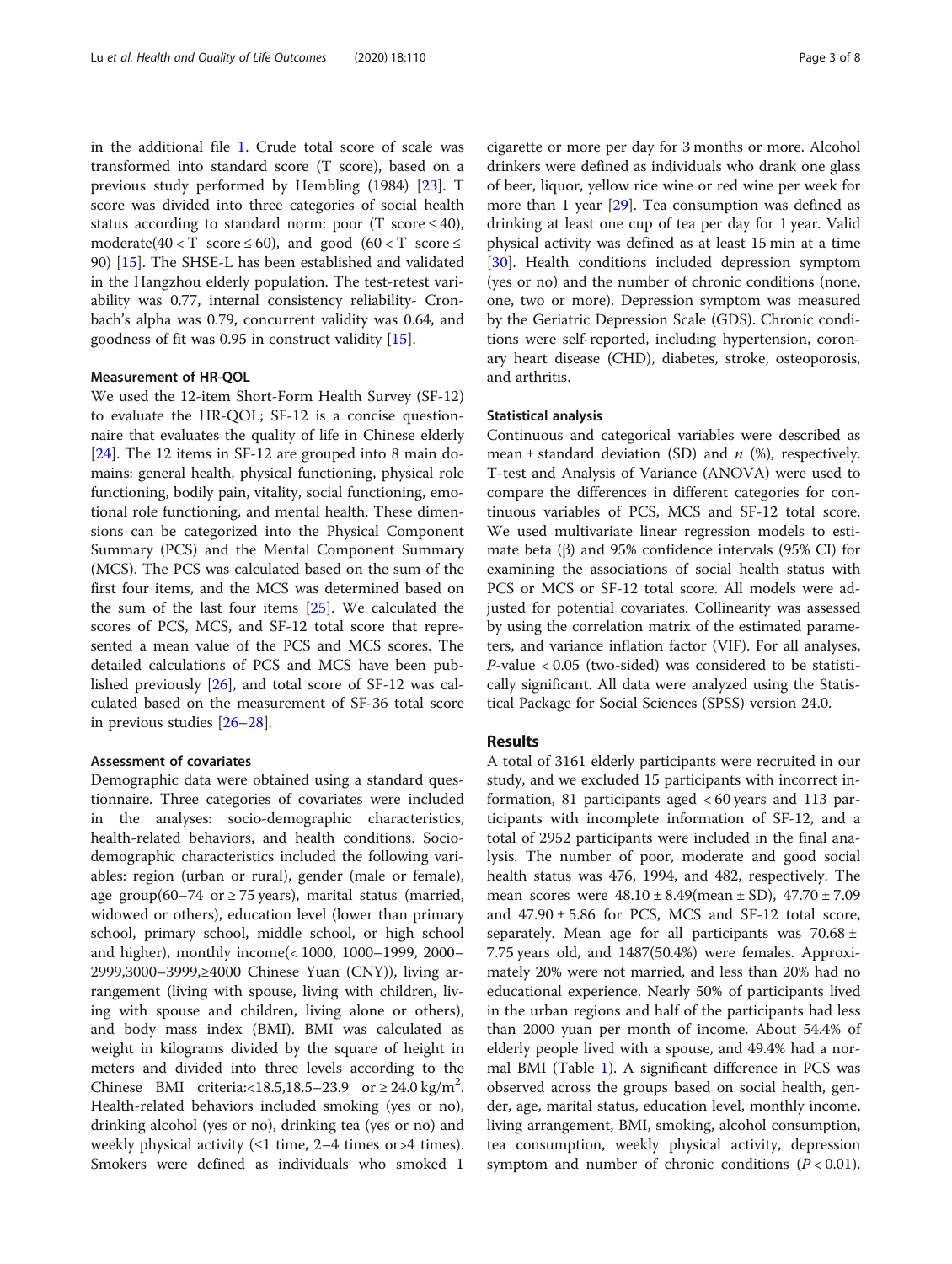in the additional file 1. Crude total score of scale was transformed into standard score (T score), based on a previous study performed by Hembling (1984) [23]. T score was divided into three categories of social health status according to standard norm: poor (T score ≤ 40), moderate(40 < T score ≤ 60), and good (60 < T score ≤ 90) [15]. The SHSE-L has been established and validated in the Hangzhou elderly population. The test-retest variability was 0.77, internal consistency reliability- Cronbach's alpha was 0.79, concurrent validity was 0.64, and goodness of fit was 0.95 in construct validity [15].

#### Measurement of HR-QOL

We used the 12-item Short-Form Health Survey (SF-12) to evaluate the HR-QOL; SF-12 is a concise questionnaire that evaluates the quality of life in Chinese elderly [24]. The 12 items in SF-12 are grouped into 8 main domains: general health, physical functioning, physical role functioning, bodily pain, vitality, social functioning, emotional role functioning, and mental health. These dimensions can be categorized into the Physical Component Summary (PCS) and the Mental Component Summary (MCS). The PCS was calculated based on the sum of the first four items, and the MCS was determined based on the sum of the last four items [25]. We calculated the scores of PCS, MCS, and SF-12 total score that represented a mean value of the PCS and MCS scores. The detailed calculations of PCS and MCS have been published previously [26], and total score of SF-12 was calculated based on the measurement of SF-36 total score in previous studies [26–28].

#### Assessment of covariates

Demographic data were obtained using a standard questionnaire. Three categories of covariates were included in the analyses: socio-demographic characteristics, health-related behaviors, and health conditions. Socio-demographic characteristics included the following variables: region (urban or rural), gender (male or female), age group(60–74 or ≥ 75 years), marital status (married, widowed or others), education level (lower than primary school, primary school, middle school, or high school and higher), monthly income(< 1000, 1000–1999, 2000–2999,3000–3999,≥4000 Chinese Yuan (CNY)), living arrangement (living with spouse, living with children, living with spouse and children, living alone or others), and body mass index (BMI). BMI was calculated as weight in kilograms divided by the square of height in meters and divided into three levels according to the Chinese BMI criteria:<18.5,18.5–23.9 or ≥ 24.0 kg/m$^2$. Health-related behaviors included smoking (yes or no), drinking alcohol (yes or no), drinking tea (yes or no) and weekly physical activity (≤1 time, 2–4 times or>4 times). Smokers were defined as individuals who smoked 1 cigarette or more per day for 3 months or more. Alcohol drinkers were defined as individuals who drank one glass of beer, liquor, yellow rice wine or red wine per week for more than 1 year [29]. Tea consumption was defined as drinking at least one cup of tea per day for 1 year. Valid physical activity was defined as at least 15 min at a time [30]. Health conditions included depression symptom (yes or no) and the number of chronic conditions (none, one, two or more). Depression symptom was measured by the Geriatric Depression Scale (GDS). Chronic conditions were self-reported, including hypertension, coronary heart disease (CHD), diabetes, stroke, osteoporosis, and arthritis.

#### Statistical analysis

Continuous and categorical variables were described as mean ± standard deviation (SD) and *n* (%), respectively. T-test and Analysis of Variance (ANOVA) were used to compare the differences in different categories for continuous variables of PCS, MCS and SF-12 total score. We used multivariate linear regression models to estimate beta (β) and 95% confidence intervals (95% CI) for examining the associations of social health status with PCS or MCS or SF-12 total score. All models were adjusted for potential covariates. Collinearity was assessed by using the correlation matrix of the estimated parameters, and variance inflation factor (VIF). For all analyses, *P*-value < 0.05 (two-sided) was considered to be statistically significant. All data were analyzed using the Statistical Package for Social Sciences (SPSS) version 24.0.

## Results

A total of 3161 elderly participants were recruited in our study, and we excluded 15 participants with incorrect information, 81 participants aged < 60 years and 113 participants with incomplete information of SF-12, and a total of 2952 participants were included in the final analysis. The number of poor, moderate and good social health status was 476, 1994, and 482, respectively. The mean scores were 48.10 ± 8.49(mean ± SD), 47.70 ± 7.09 and 47.90 ± 5.86 for PCS, MCS and SF-12 total score, separately. Mean age for all participants was 70.68 ± 7.75 years old, and 1487(50.4%) were females. Approximately 20% were not married, and less than 20% had no educational experience. Nearly 50% of participants lived in the urban regions and half of the participants had less than 2000 yuan per month of income. About 54.4% of elderly people lived with a spouse, and 49.4% had a normal BMI (Table 1). A significant difference in PCS was observed across the groups based on social health, gender, age, marital status, education level, monthly income, living arrangement, BMI, smoking, alcohol consumption, tea consumption, weekly physical activity, depression symptom and number of chronic conditions ($P < 0.01$).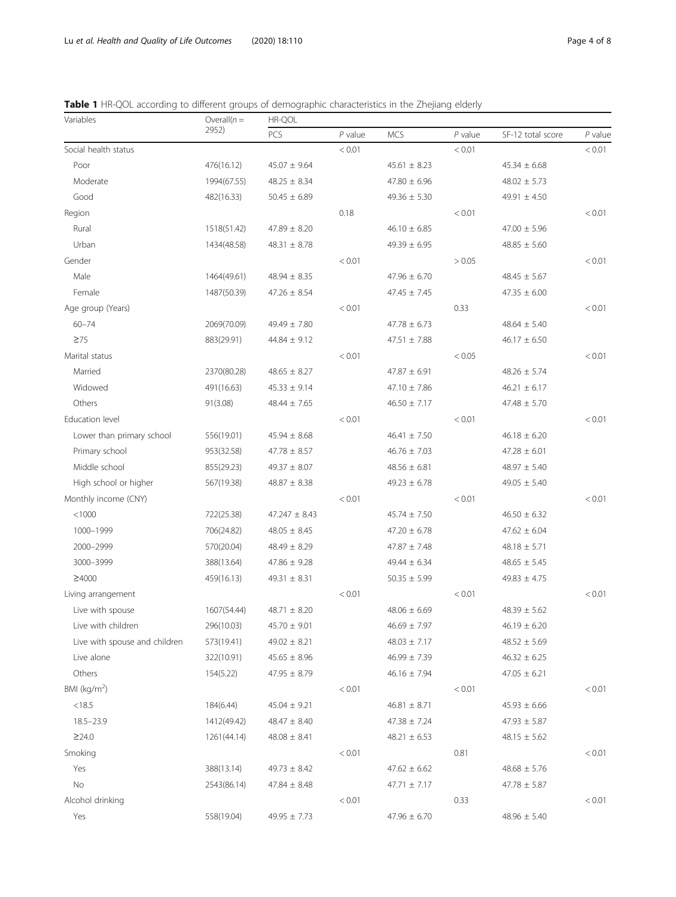**Table 1** HR-QOL according to different groups of demographic characteristics in the Zhejiang elderly

| Variables | Overall(n = 2952) | HR-QOL | | | | | |
|---|---|---|---|---|---|---|---|
| | | PCS | *P* value | MCS | *P* value | SF-12 total score | *P* value |
| Social health status | | | < 0.01 | | < 0.01 | | < 0.01 |
| Poor | 476(16.12) | 45.07 ± 9.64 | | 45.61 ± 8.23 | | 45.34 ± 6.68 | |
| Moderate | 1994(67.55) | 48.25 ± 8.34 | | 47.80 ± 6.96 | | 48.02 ± 5.73 | |
| Good | 482(16.33) | 50.45 ± 6.89 | | 49.36 ± 5.30 | | 49.91 ± 4.50 | |
| Region | | | 0.18 | | < 0.01 | | < 0.01 |
| Rural | 1518(51.42) | 47.89 ± 8.20 | | 46.10 ± 6.85 | | 47.00 ± 5.96 | |
| Urban | 1434(48.58) | 48.31 ± 8.78 | | 49.39 ± 6.95 | | 48.85 ± 5.60 | |
| Gender | | | < 0.01 | | > 0.05 | | < 0.01 |
| Male | 1464(49.61) | 48.94 ± 8.35 | | 47.96 ± 6.70 | | 48.45 ± 5.67 | |
| Female | 1487(50.39) | 47.26 ± 8.54 | | 47.45 ± 7.45 | | 47.35 ± 6.00 | |
| Age group (Years) | | | < 0.01 | | 0.33 | | < 0.01 |
| 60–74 | 2069(70.09) | 49.49 ± 7.80 | | 47.78 ± 6.73 | | 48.64 ± 5.40 | |
| ≥75 | 883(29.91) | 44.84 ± 9.12 | | 47.51 ± 7.88 | | 46.17 ± 6.50 | |
| Marital status | | | < 0.01 | | < 0.05 | | < 0.01 |
| Married | 2370(80.28) | 48.65 ± 8.27 | | 47.87 ± 6.91 | | 48.26 ± 5.74 | |
| Widowed | 491(16.63) | 45.33 ± 9.14 | | 47.10 ± 7.86 | | 46.21 ± 6.17 | |
| Others | 91(3.08) | 48.44 ± 7.65 | | 46.50 ± 7.17 | | 47.48 ± 5.70 | |
| Education level | | | < 0.01 | | < 0.01 | | < 0.01 |
| Lower than primary school | 556(19.01) | 45.94 ± 8.68 | | 46.41 ± 7.50 | | 46.18 ± 6.20 | |
| Primary school | 953(32.58) | 47.78 ± 8.57 | | 46.76 ± 7.03 | | 47.28 ± 6.01 | |
| Middle school | 855(29.23) | 49.37 ± 8.07 | | 48.56 ± 6.81 | | 48.97 ± 5.40 | |
| High school or higher | 567(19.38) | 48.87 ± 8.38 | | 49.23 ± 6.78 | | 49.05 ± 5.40 | |
| Monthly income (CNY) | | | < 0.01 | | < 0.01 | | < 0.01 |
| <1000 | 722(25.38) | 47.247 ± 8.43 | | 45.74 ± 7.50 | | 46.50 ± 6.32 | |
| 1000–1999 | 706(24.82) | 48.05 ± 8.45 | | 47.20 ± 6.78 | | 47.62 ± 6.04 | |
| 2000–2999 | 570(20.04) | 48.49 ± 8.29 | | 47.87 ± 7.48 | | 48.18 ± 5.71 | |
| 3000–3999 | 388(13.64) | 47.86 ± 9.28 | | 49.44 ± 6.34 | | 48.65 ± 5.45 | |
| ≥4000 | 459(16.13) | 49.31 ± 8.31 | | 50.35 ± 5.99 | | 49.83 ± 4.75 | |
| Living arrangement | | | < 0.01 | | < 0.01 | | < 0.01 |
| Live with spouse | 1607(54.44) | 48.71 ± 8.20 | | 48.06 ± 6.69 | | 48.39 ± 5.62 | |
| Live with children | 296(10.03) | 45.70 ± 9.01 | | 46.69 ± 7.97 | | 46.19 ± 6.20 | |
| Live with spouse and children | 573(19.41) | 49.02 ± 8.21 | | 48.03 ± 7.17 | | 48.52 ± 5.69 | |
| Live alone | 322(10.91) | 45.65 ± 8.96 | | 46.99 ± 7.39 | | 46.32 ± 6.25 | |
| Others | 154(5.22) | 47.95 ± 8.79 | | 46.16 ± 7.94 | | 47.05 ± 6.21 | |
| BMI (kg/m$^2$) | | | < 0.01 | | < 0.01 | | < 0.01 |
| <18.5 | 184(6.44) | 45.04 ± 9.21 | | 46.81 ± 8.71 | | 45.93 ± 6.66 | |
| 18.5–23.9 | 1412(49.42) | 48.47 ± 8.40 | | 47.38 ± 7.24 | | 47.93 ± 5.87 | |
| ≥24.0 | 1261(44.14) | 48.08 ± 8.41 | | 48.21 ± 6.53 | | 48.15 ± 5.62 | |
| Smoking | | | < 0.01 | | 0.81 | | < 0.01 |
| Yes | 388(13.14) | 49.73 ± 8.42 | | 47.62 ± 6.62 | | 48.68 ± 5.76 | |
| No | 2543(86.14) | 47.84 ± 8.48 | | 47.71 ± 7.17 | | 47.78 ± 5.87 | |
| Alcohol drinking | | | < 0.01 | | 0.33 | | < 0.01 |
| Yes | 558(19.04) | 49.95 ± 7.73 | | 47.96 ± 6.70 | | 48.96 ± 5.40 | |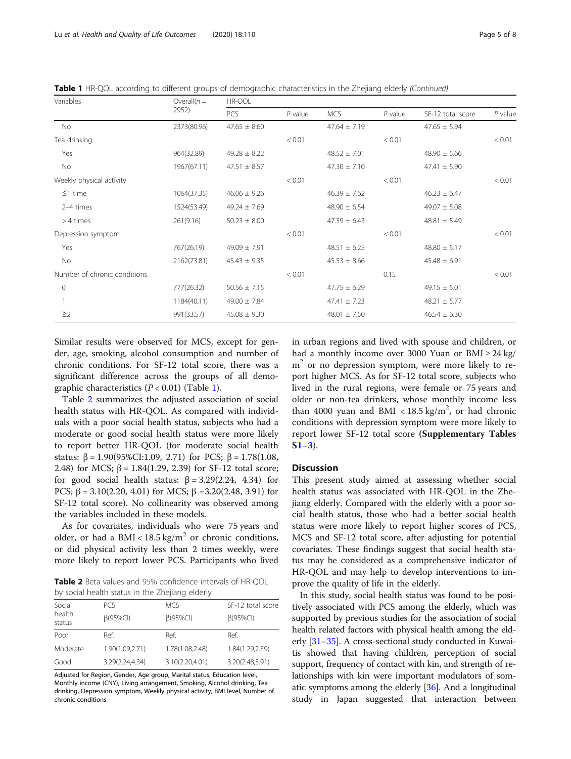**Table 1** HR-QOL according to different groups of demographic characteristics in the Zhejiang elderly *(Continued)*

| Variables | Overall(n = 2952) | HR-QOL | | | | | |
|---|---|---|---|---|---|---|---|
| | | PCS | P value | MCS | P value | SF-12 total score | P value |
| No | 2373(80.96) | 47.65 ± 8.60 | | 47.64 ± 7.19 | | 47.65 ± 5.94 | |
| Tea drinking | | | < 0.01 | | < 0.01 | | < 0.01 |
| Yes | 964(32.89) | 49.28 ± 8.22 | | 48.52 ± 7.01 | | 48.90 ± 5.66 | |
| No | 1967(67.11) | 47.51 ± 8.57 | | 47.30 ± 7.10 | | 47.41 ± 5.90 | |
| Weekly physical activity | | | < 0.01 | | < 0.01 | | < 0.01 |
| ≤1 time | 1064(37.35) | 46.06 ± 9.26 | | 46.39 ± 7.62 | | 46.23 ± 6.47 | |
| 2–4 times | 1524(53.49) | 49.24 ± 7.69 | | 48.90 ± 6.54 | | 49.07 ± 5.08 | |
| > 4 times | 261(9.16) | 50.23 ± 8.00 | | 47.39 ± 6.43 | | 48.81 ± 5.49 | |
| Depression symptom | | | < 0.01 | | < 0.01 | | < 0.01 |
| Yes | 767(26.19) | 49.09 ± 7.91 | | 48.51 ± 6.25 | | 48.80 ± 5.17 | |
| No | 2162(73.81) | 45.43 ± 9.35 | | 45.53 ± 8.66 | | 45.48 ± 6.91 | |
| Number of chronic conditions | | | < 0.01 | | 0.15 | | < 0.01 |
| 0 | 777(26.32) | 50.56 ± 7.15 | | 47.75 ± 6.29 | | 49.15 ± 5.01 | |
| 1 | 1184(40.11) | 49.00 ± 7.84 | | 47.41 ± 7.23 | | 48.21 ± 5.77 | |
| ≥2 | 991(33.57) | 45.08 ± 9.30 | | 48.01 ± 7.50 | | 46.54 ± 6.30 | |

Similar results were observed for MCS, except for gender, age, smoking, alcohol consumption and number of chronic conditions. For SF-12 total score, there was a significant difference across the groups of all demographic characteristics ($P < 0.01$) (Table 1).

Table 2 summarizes the adjusted association of social health status with HR-QOL. As compared with individuals with a poor social health status, subjects who had a moderate or good social health status were more likely to report better HR-QOL (for moderate social health status: β = 1.90(95%CI:1.09, 2.71) for PCS; β = 1.78(1.08, 2.48) for MCS; β = 1.84(1.29, 2.39) for SF-12 total score; for good social health status: β = 3.29(2.24, 4.34) for PCS; β = 3.10(2.20, 4.01) for MCS; β =3.20(2.48, 3.91) for SF-12 total score). No collinearity was observed among the variables included in these models.

As for covariates, individuals who were 75 years and older, or had a BMI < 18.5 kg/$m^2$ or chronic conditions, or did physical activity less than 2 times weekly, were more likely to report lower PCS. Participants who lived in urban regions and lived with spouse and children, or had a monthly income over 3000 Yuan or BMI ≥ 24 kg/$m^2$ or no depression symptom, were more likely to report higher MCS. As for SF-12 total score, subjects who lived in the rural regions, were female or 75 years and older, whose monthly income less than 4000 yuan and BMI < 18.5 kg/$m^2$, or had chronic conditions with depression symptom were more likely to report lower SF-12 total score **(Supplementary Tables S1–3)**.

**Table 2** Beta values and 95% confidence intervals of HR-QOL by social health status in the Zhejiang elderly

| Social health status | PCS β(95%CI) | MCS β(95%CI) | SF-12 total score β(95%CI) |
|---|---|---|---|
| Poor | Ref. | Ref. | Ref. |
| Moderate | 1.90(1.09,2.71) | 1.78(1.08,2.48) | 1.84(1.29,2.39) |
| Good | 3.29(2.24,4.34) | 3.10(2.20,4.01) | 3.20(2.48,3.91) |

Adjusted for Region, Gender, Age group, Marital status, Education level, Monthly income (CNY), Living arrangement, Smoking, Alcohol drinking, Tea drinking, Depression symptom, Weekly physical activity, BMI level, Number of chronic conditions

## Discussion

This present study aimed at assessing whether social health status was associated with HR-QOL in the Zhejiang elderly. Compared with the elderly with a poor social health status, those who had a better social health status were more likely to report higher scores of PCS, MCS and SF-12 total score, after adjusting for potential covariates. These findings suggest that social health status may be considered as a comprehensive indicator of HR-QOL and may help to develop interventions to improve the quality of life in the elderly.

In this study, social health status was found to be positively associated with PCS among the elderly, which was supported by previous studies for the association of social health related factors with physical health among the elderly [31–35]. A cross-sectional study conducted in Kuwaitis showed that having children, perception of social support, frequency of contact with kin, and strength of relationships with kin were important modulators of somatic symptoms among the elderly [36]. And a longitudinal study in Japan suggested that interaction between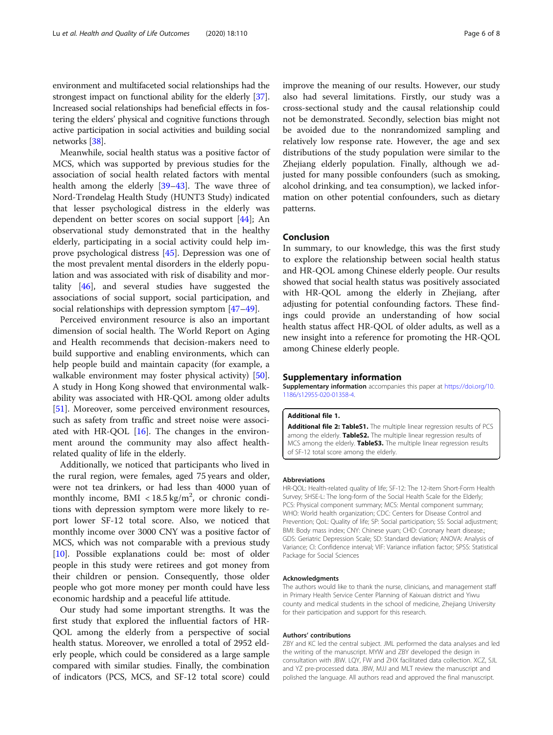environment and multifaceted social relationships had the strongest impact on functional ability for the elderly [37]. Increased social relationships had beneficial effects in fostering the elders' physical and cognitive functions through active participation in social activities and building social networks [38].

Meanwhile, social health status was a positive factor of MCS, which was supported by previous studies for the association of social health related factors with mental health among the elderly [39–43]. The wave three of Nord-Trøndelag Health Study (HUNT3 Study) indicated that lesser psychological distress in the elderly was dependent on better scores on social support [44]; An observational study demonstrated that in the healthy elderly, participating in a social activity could help improve psychological distress [45]. Depression was one of the most prevalent mental disorders in the elderly population and was associated with risk of disability and mortality [46], and several studies have suggested the associations of social support, social participation, and social relationships with depression symptom [47–49].

Perceived environment resource is also an important dimension of social health. The World Report on Aging and Health recommends that decision-makers need to build supportive and enabling environments, which can help people build and maintain capacity (for example, a walkable environment may foster physical activity) [50]. A study in Hong Kong showed that environmental walkability was associated with HR-QOL among older adults [51]. Moreover, some perceived environment resources, such as safety from traffic and street noise were associated with HR-QOL [16]. The changes in the environment around the community may also affect health-related quality of life in the elderly.

Additionally, we noticed that participants who lived in the rural region, were females, aged 75 years and older, were not tea drinkers, or had less than 4000 yuan of monthly income, BMI $< 18.5\,\text{kg/m}^2$, or chronic conditions with depression symptom were more likely to report lower SF-12 total score. Also, we noticed that monthly income over 3000 CNY was a positive factor of MCS, which was not comparable with a previous study [10]. Possible explanations could be: most of older people in this study were retirees and got money from their children or pension. Consequently, those older people who got more money per month could have less economic hardship and a peaceful life attitude.

Our study had some important strengths. It was the first study that explored the influential factors of HR-QOL among the elderly from a perspective of social health status. Moreover, we enrolled a total of 2952 elderly people, which could be considered as a large sample compared with similar studies. Finally, the combination of indicators (PCS, MCS, and SF-12 total score) could improve the meaning of our results. However, our study also had several limitations. Firstly, our study was a cross-sectional study and the causal relationship could not be demonstrated. Secondly, selection bias might not be avoided due to the nonrandomized sampling and relatively low response rate. However, the age and sex distributions of the study population were similar to the Zhejiang elderly population. Finally, although we adjusted for many possible confounders (such as smoking, alcohol drinking, and tea consumption), we lacked information on other potential confounders, such as dietary patterns.

## Conclusion

In summary, to our knowledge, this was the first study to explore the relationship between social health status and HR-QOL among Chinese elderly people. Our results showed that social health status was positively associated with HR-QOL among the elderly in Zhejiang, after adjusting for potential confounding factors. These findings could provide an understanding of how social health status affect HR-QOL of older adults, as well as a new insight into a reference for promoting the HR-QOL among Chinese elderly people.

## Supplementary information

**Supplementary information** accompanies this paper at https://doi.org/10.1186/s12955-020-01358-4.

**Additional file 1.**

**Additional file 2: TableS1.** The multiple linear regression results of PCS among the elderly. **TableS2.** The multiple linear regression results of MCS among the elderly. **TableS3.** The multiple linear regression results of SF-12 total score among the elderly.

#### Abbreviations

HR-QOL: Health-related quality of life; SF-12: The 12-item Short-Form Health Survey; SHSE-L: The long-form of the Social Health Scale for the Elderly; PCS: Physical component summary; MCS: Mental component summary; WHO: World health organization; CDC: Centers for Disease Control and Prevention; QoL: Quality of life; SP: Social participation; SS: Social adjustment; BMI: Body mass index; CNY: Chinese yuan; CHD: Coronary heart disease.; GDS: Geriatric Depression Scale; SD: Standard deviation; ANOVA: Analysis of Variance; CI: Confidence interval; VIF: Variance inflation factor; SPSS: Statistical Package for Social Sciences

#### Acknowledgments

The authors would like to thank the nurse, clinicians, and management staff in Primary Health Service Center Planning of Kaixuan district and Yiwu county and medical students in the school of medicine, Zhejiang University for their participation and support for this research.

#### Authors' contributions

ZBY and KC led the central subject. JML performed the data analyses and led the writing of the manuscript. MYW and ZBY developed the design in consultation with JBW. LQY, FW and ZHX facilitated data collection. XCZ, SJL and YZ pre-processed data. JBW, MJJ and MLT review the manuscript and polished the language. All authors read and approved the final manuscript.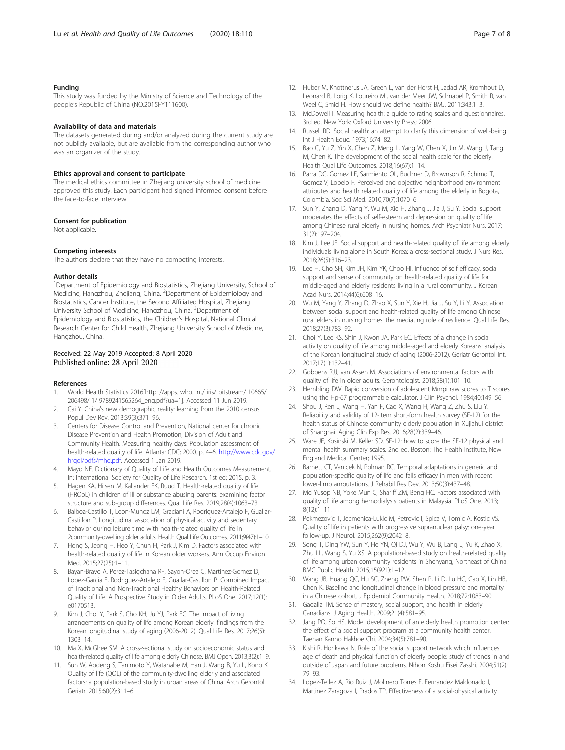### Funding

This study was funded by the Ministry of Science and Technology of the people's Republic of China (NO.2015FY111600).

### Availability of data and materials

The datasets generated during and/or analyzed during the current study are not publicly available, but are available from the corresponding author who was an organizer of the study.

### Ethics approval and consent to participate

The medical ethics committee in Zhejiang university school of medicine approved this study. Each participant had signed informed consent before the face-to-face interview.

### Consent for publication

Not applicable.

### Competing interests

The authors declare that they have no competing interests.

### Author details

[1]Department of Epidemiology and Biostatistics, Zhejiang University, School of Medicine, Hangzhou, Zhejiang, China. [2]Department of Epidemiology and Biostatistics, Cancer Institute, the Second Affiliated Hospital, Zhejiang University School of Medicine, Hangzhou, China. [3]Department of Epidemiology and Biostatistics, the Children's Hospital, National Clinical Research Center for Child Health, Zhejiang University School of Medicine, Hangzhou, China.

Received: 22 May 2019 Accepted: 8 April 2020
Published online: 28 April 2020

### References

1. World Health Statistics 2016[http: //apps. who. int/ iris/ bitstream/ 10665/ 206498/ 1/ 9789241565264_eng.pdf?ua=1]. Accessed 11 Jun 2019.
2. Cai Y. China's new demographic reality: learning from the 2010 census. Popul Dev Rev. 2013;39(3):371–96.
3. Centers for Disease Control and Prevention, National center for chronic Disease Prevention and Health Promotion, Division of Adult and Community Health. Measuring healthy days: Population assessment of health-related quality of life. Atlanta: CDC; 2000. p. 4–6. http://www.cdc.gov/hrqol/pdfs/mhd.pdf. Accessed 1 Jan 2019.
4. Mayo NE. Dictionary of Quality of Life and Health Outcomes Measurement. In: International Society for Quality of Life Research. 1st ed; 2015. p. 3.
5. Hagen KA, Hilsen M, Kallander EK, Ruud T. Health-related quality of life (HRQoL) in children of ill or substance abusing parents: examining factor structure and sub-group differences. Qual Life Res. 2019;28(4):1063–73.
6. Balboa-Castillo T, Leon-Munoz LM, Graciani A, Rodriguez-Artalejo F, Guallar-Castillon P. Longitudinal association of physical activity and sedentary behavior during leisure time with health-related quality of life in 2community-dwelling older adults. Health Qual Life Outcomes. 2011;9(47):1–10.
7. Hong S, Jeong H, Heo Y, Chun H, Park J, Kim D. Factors associated with health-related quality of life in Korean older workers. Ann Occup Environ Med. 2015;27(25):1–11.
8. Bayan-Bravo A, Perez-Tasigchana RF, Sayon-Orea C, Martinez-Gomez D, Lopez-Garcia E, Rodriguez-Artalejo F, Guallar-Castillon P. Combined Impact of Traditional and Non-Traditional Healthy Behaviors on Health-Related Quality of Life: A Prospective Study in Older Adults. PLoS One. 2017;12(1): e0170513.
9. Kim J, Choi Y, Park S, Cho KH, Ju YJ, Park EC. The impact of living arrangements on quality of life among Korean elderly: findings from the Korean longitudinal study of aging (2006-2012). Qual Life Res. 2017;26(5): 1303–14.
10. Ma X, McGhee SM. A cross-sectional study on socioeconomic status and health-related quality of life among elderly Chinese. BMJ Open. 2013;3(2):1–9.
11. Sun W, Aodeng S, Tanimoto Y, Watanabe M, Han J, Wang B, Yu L, Kono K. Quality of life (QOL) of the community-dwelling elderly and associated factors: a population-based study in urban areas of China. Arch Gerontol Geriatr. 2015;60(2):311–6.
12. Huber M, Knottnerus JA, Green L, van der Horst H, Jadad AR, Kromhout D, Leonard B, Lorig K, Loureiro MI, van der Meer JW, Schnabel P, Smith R, van Weel C, Smid H. How should we define health? BMJ. 2011;343:1–3.
13. McDowell I. Measuring health: a guide to rating scales and questionnaires. 3rd ed. New York: Oxford University Press; 2006.
14. Russell RD. Social health: an attempt to clarify this dimension of well-being. Int J Health Educ. 1973;16:74–82.
15. Bao C, Yu Z, Yin X, Chen Z, Meng L, Yang W, Chen X, Jin M, Wang J, Tang M, Chen K. The development of the social health scale for the elderly. Health Qual Life Outcomes. 2018;16(67):1–14.
16. Parra DC, Gomez LF, Sarmiento OL, Buchner D, Brownson R, Schimd T, Gomez V, Lobelo F. Perceived and objective neighborhood environment attributes and health related quality of life among the elderly in Bogota, Colombia. Soc Sci Med. 2010;70(7):1070–6.
17. Sun Y, Zhang D, Yang Y, Wu M, Xie H, Zhang J, Jia J, Su Y. Social support moderates the effects of self-esteem and depression on quality of life among Chinese rural elderly in nursing homes. Arch Psychiatr Nurs. 2017; 31(2):197–204.
18. Kim J, Lee JE. Social support and health-related quality of life among elderly individuals living alone in South Korea: a cross-sectional study. J Nurs Res. 2018;26(5):316–23.
19. Lee H, Cho SH, Kim JH, Kim YK, Choo HI. Influence of self efficacy, social support and sense of community on health-related quality of life for middle-aged and elderly residents living in a rural community. J Korean Acad Nurs. 2014;44(6):608–16.
20. Wu M, Yang Y, Zhang D, Zhao X, Sun Y, Xie H, Jia J, Su Y, Li Y. Association between social support and health-related quality of life among Chinese rural elders in nursing homes: the mediating role of resilience. Qual Life Res. 2018;27(3):783–92.
21. Choi Y, Lee KS, Shin J, Kwon JA, Park EC. Effects of a change in social activity on quality of life among middle-aged and elderly Koreans: analysis of the Korean longitudinal study of aging (2006-2012). Geriatr Gerontol Int. 2017;17(1):132–41.
22. Gobbens RJJ, van Assen M. Associations of environmental factors with quality of life in older adults. Gerontologist. 2018;58(1):101–10.
23. Hembling DW. Rapid conversion of adolescent Mmpi raw scores to T scores using the Hp-67 programmable calculator. J Clin Psychol. 1984;40:149–56.
24. Shou J, Ren L, Wang H, Yan F, Cao X, Wang H, Wang Z, Zhu S, Liu Y. Reliability and validity of 12-item short-form health survey (SF-12) for the health status of Chinese community elderly population in Xujiahui district of Shanghai. Aging Clin Exp Res. 2016;28(2):339–46.
25. Ware JE, Kosinski M, Keller SD. SF-12: how to score the SF-12 physical and mental health summary scales. 2nd ed. Boston: The Health Institute, New England Medical Center; 1995.
26. Barnett CT, Vanicek N, Polman RC. Temporal adaptations in generic and population-specific quality of life and falls efficacy in men with recent lower-limb amputations. J Rehabil Res Dev. 2013;50(3):437–48.
27. Md Yusop NB, Yoke Mun C, Shariff ZM, Beng HC. Factors associated with quality of life among hemodialysis patients in Malaysia. PLoS One. 2013; 8(12):1–11.
28. Pekmezovic T, Jecmenica-Lukic M, Petrovic I, Spica V, Tomic A, Kostic VS. Quality of life in patients with progressive supranuclear palsy: one-year follow-up. J Neurol. 2015;262(9):2042–8.
29. Song T, Ding YW, Sun Y, He YN, Qi DJ, Wu Y, Wu B, Lang L, Yu K, Zhao X, Zhu LL, Wang S, Yu XS. A population-based study on health-related quality of life among urban community residents in Shenyang, Northeast of China. BMC Public Health. 2015;15(921):1–12.
30. Wang JB, Huang QC, Hu SC, Zheng PW, Shen P, Li D, Lu HC, Gao X, Lin HB, Chen K. Baseline and longitudinal change in blood pressure and mortality in a Chinese cohort. J Epidemiol Community Health. 2018;72:1083–90.
31. Gadalla TM. Sense of mastery, social support, and health in elderly Canadians. J Aging Health. 2009;21(4):581–95.
32. Jang PO, So HS. Model development of an elderly health promotion center: the effect of a social support program at a community health center. Taehan Kanho Hakhoe Chi. 2004;34(5):781–90.
33. Kishi R, Horikawa N. Role of the social support network which influences age of death and physical function of elderly people: study of trends in and outside of Japan and future problems. Nihon Koshu Eisei Zasshi. 2004;51(2): 79–93.
34. Lopez-Tellez A, Rio Ruiz J, Molinero Torres F, Fernandez Maldonado I, Martinez Zaragoza I, Prados TP. Effectiveness of a social-physical activity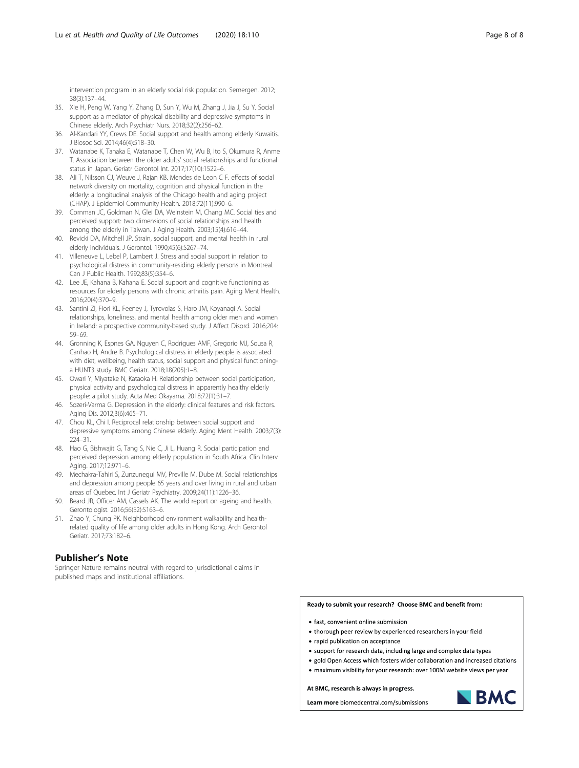intervention program in an elderly social risk population. Semergen. 2012; 38(3):137–44.

35. Xie H, Peng W, Yang Y, Zhang D, Sun Y, Wu M, Zhang J, Jia J, Su Y. Social support as a mediator of physical disability and depressive symptoms in Chinese elderly. Arch Psychiatr Nurs. 2018;32(2):256–62.
36. Al-Kandari YY, Crews DE. Social support and health among elderly Kuwaitis. J Biosoc Sci. 2014;46(4):518–30.
37. Watanabe K, Tanaka E, Watanabe T, Chen W, Wu B, Ito S, Okumura R, Anme T. Association between the older adults' social relationships and functional status in Japan. Geriatr Gerontol Int. 2017;17(10):1522–6.
38. Ali T, Nilsson CJ, Weuve J, Rajan KB. Mendes de Leon C F. effects of social network diversity on mortality, cognition and physical function in the elderly: a longitudinal analysis of the Chicago health and aging project (CHAP). J Epidemiol Community Health. 2018;72(11):990–6.
39. Cornman JC, Goldman N, Glei DA, Weinstein M, Chang MC. Social ties and perceived support: two dimensions of social relationships and health among the elderly in Taiwan. J Aging Health. 2003;15(4):616–44.
40. Revicki DA, Mitchell JP. Strain, social support, and mental health in rural elderly individuals. J Gerontol. 1990;45(6):S267–74.
41. Villeneuve L, Lebel P, Lambert J. Stress and social support in relation to psychological distress in community-residing elderly persons in Montreal. Can J Public Health. 1992;83(5):354–6.
42. Lee JE, Kahana B, Kahana E. Social support and cognitive functioning as resources for elderly persons with chronic arthritis pain. Aging Ment Health. 2016;20(4):370–9.
43. Santini ZI, Fiori KL, Feeney J, Tyrovolas S, Haro JM, Koyanagi A. Social relationships, loneliness, and mental health among older men and women in Ireland: a prospective community-based study. J Affect Disord. 2016;204: 59–69.
44. Gronning K, Espnes GA, Nguyen C, Rodrigues AMF, Gregorio MJ, Sousa R, Canhao H, Andre B. Psychological distress in elderly people is associated with diet, wellbeing, health status, social support and physical functioning-a HUNT3 study. BMC Geriatr. 2018;18(205):1–8.
45. Owari Y, Miyatake N, Kataoka H. Relationship between social participation, physical activity and psychological distress in apparently healthy elderly people: a pilot study. Acta Med Okayama. 2018;72(1):31–7.
46. Sozeri-Varma G. Depression in the elderly: clinical features and risk factors. Aging Dis. 2012;3(6):465–71.
47. Chou KL, Chi I. Reciprocal relationship between social support and depressive symptoms among Chinese elderly. Aging Ment Health. 2003;7(3): 224–31.
48. Hao G, Bishwajit G, Tang S, Nie C, Ji L, Huang R. Social participation and perceived depression among elderly population in South Africa. Clin Interv Aging. 2017;12:971–6.
49. Mechakra-Tahiri S, Zunzunegui MV, Preville M, Dube M. Social relationships and depression among people 65 years and over living in rural and urban areas of Quebec. Int J Geriatr Psychiatry. 2009;24(11):1226–36.
50. Beard JR, Officer AM, Cassels AK. The world report on ageing and health. Gerontologist. 2016;56(S2):S163–6.
51. Zhao Y, Chung PK. Neighborhood environment walkability and health-related quality of life among older adults in Hong Kong. Arch Gerontol Geriatr. 2017;73:182–6.

## Publisher's Note

Springer Nature remains neutral with regard to jurisdictional claims in published maps and institutional affiliations.

**Ready to submit your research? Choose BMC and benefit from:**

- fast, convenient online submission
- thorough peer review by experienced researchers in your field
- rapid publication on acceptance
- support for research data, including large and complex data types
- gold Open Access which fosters wider collaboration and increased citations
- maximum visibility for your research: over 100M website views per year

**At BMC, research is always in progress.**

**Learn more** biomedcentral.com/submissions

BMC